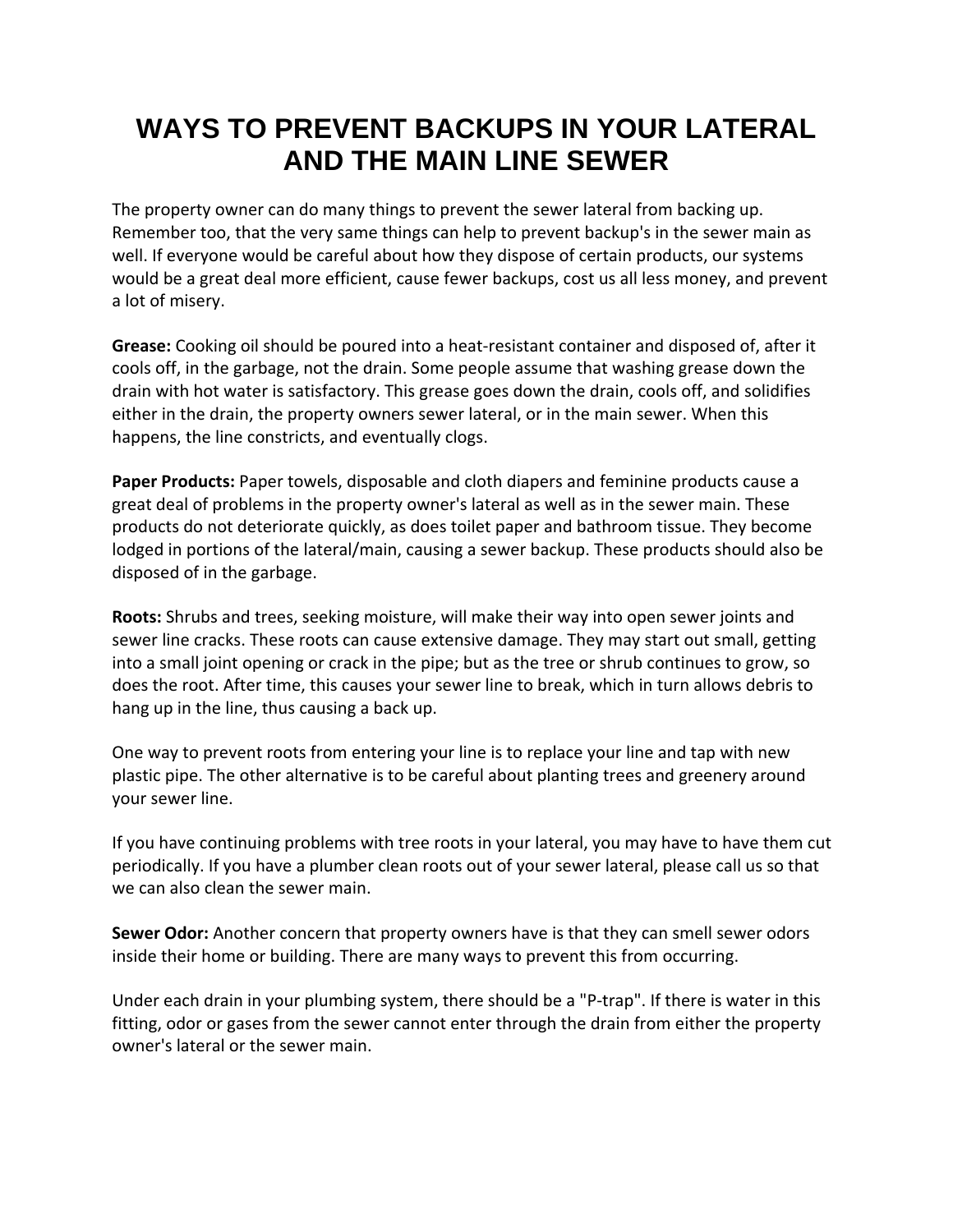# WAYS TO PREVENT BACKUPS IN YOUR LATERAL AND THE MAIN LINE SEWER

The property owner can do many things to prevent the sewer lateral from backing up. Remember too, that the very same things can help to prevent backup's in the sewer main as well. If everyone would be careful about how they dispose of certain products, our systems would be a great deal more efficient, cause fewer backups, cost us all less money, and prevent a lot of misery.

**Grease:** Cooking oil should be poured into a heat-resistant container and disposed of, after it cools off, in the garbage, not the drain. Some people assume that washing grease down the drain with hot water is satisfactory. This grease goes down the drain, cools off, and solidifies either in the drain, the property owners sewer lateral, or in the main sewer. When this happens, the line constricts, and eventually clogs.

**Paper Products:** Paper towels, disposable and cloth diapers and feminine products cause a great deal of problems in the property owner's lateral as well as in the sewer main. These products do not deteriorate quickly, as does toilet paper and bathroom tissue. They become lodged in portions of the lateral/main, causing a sewer backup. These products should also be disposed of in the garbage.

**Roots:** Shrubs and trees, seeking moisture, will make their way into open sewer joints and sewer line cracks. These roots can cause extensive damage. They may start out small, getting into a small joint opening or crack in the pipe; but as the tree or shrub continues to grow, so does the root. After time, this causes your sewer line to break, which in turn allows debris to hang up in the line, thus causing a back up.

One way to prevent roots from entering your line is to replace your line and tap with new plastic pipe. The other alternative is to be careful about planting trees and greenery around your sewer line.

If you have continuing problems with tree roots in your lateral, you may have to have them cut periodically. If you have a plumber clean roots out of your sewer lateral, please call us so that we can also clean the sewer main.

**Sewer Odor:** Another concern that property owners have is that they can smell sewer odors inside their home or building. There are many ways to prevent this from occurring.

Under each drain in your plumbing system, there should be a "P-trap". If there is water in this fitting, odor or gases from the sewer cannot enter through the drain from either the property owner's lateral or the sewer main.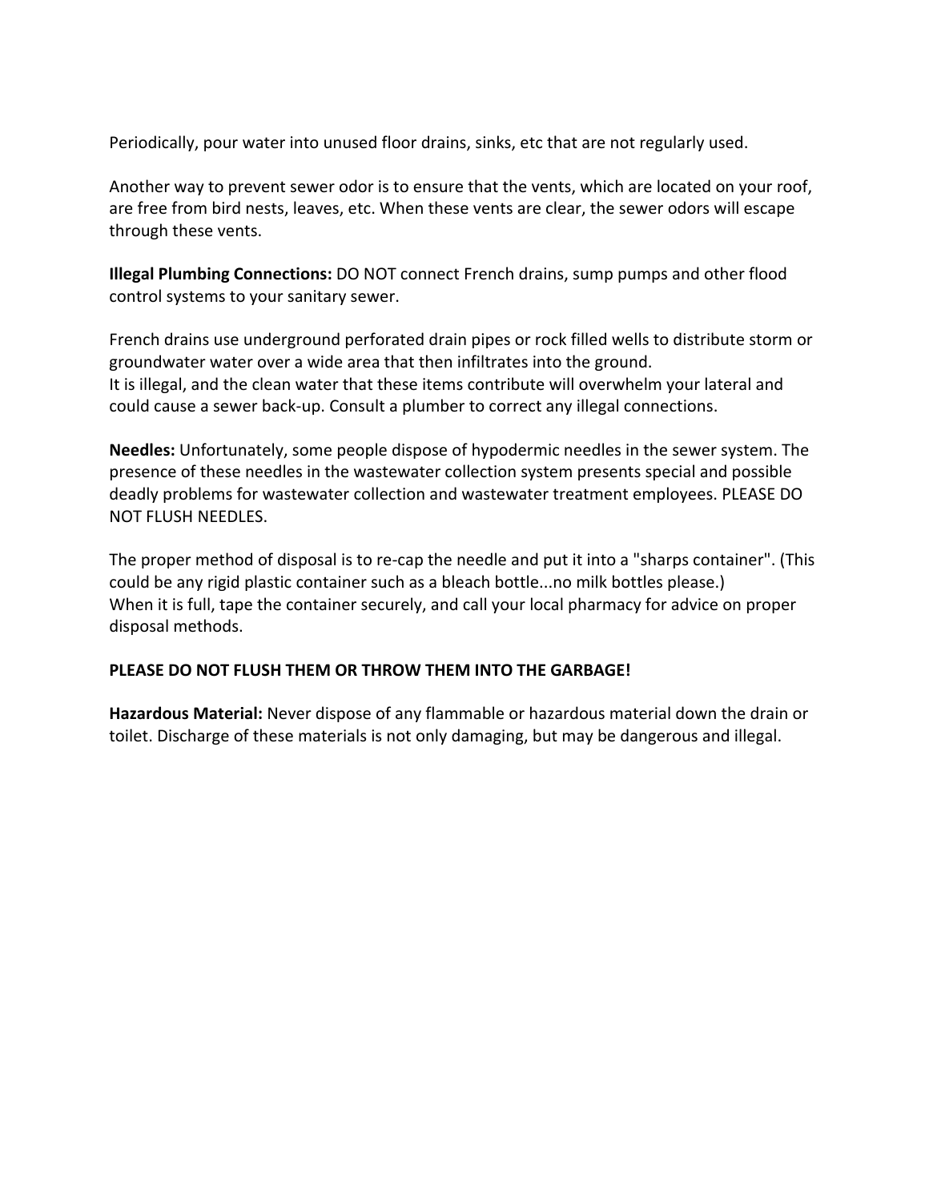Periodically, pour water into unused floor drains, sinks, etc that are not regularly used.

Another way to prevent sewer odor is to ensure that the vents, which are located on your roof, are free from bird nests, leaves, etc. When these vents are clear, the sewer odors will escape through these vents.

**Illegal Plumbing Connections:** DO NOT connect French drains, sump pumps and other flood control systems to your sanitary sewer.

French drains use underground perforated drain pipes or rock filled wells to distribute storm or groundwater water over a wide area that then infiltrates into the ground.
It is illegal, and the clean water that these items contribute will overwhelm your lateral and could cause a sewer back-up. Consult a plumber to correct any illegal connections.

**Needles:** Unfortunately, some people dispose of hypodermic needles in the sewer system. The presence of these needles in the wastewater collection system presents special and possible deadly problems for wastewater collection and wastewater treatment employees. PLEASE DO NOT FLUSH NEEDLES.

The proper method of disposal is to re-cap the needle and put it into a "sharps container". (This could be any rigid plastic container such as a bleach bottle...no milk bottles please.)
When it is full, tape the container securely, and call your local pharmacy for advice on proper disposal methods.

**PLEASE DO NOT FLUSH THEM OR THROW THEM INTO THE GARBAGE!**

**Hazardous Material:** Never dispose of any flammable or hazardous material down the drain or toilet. Discharge of these materials is not only damaging, but may be dangerous and illegal.